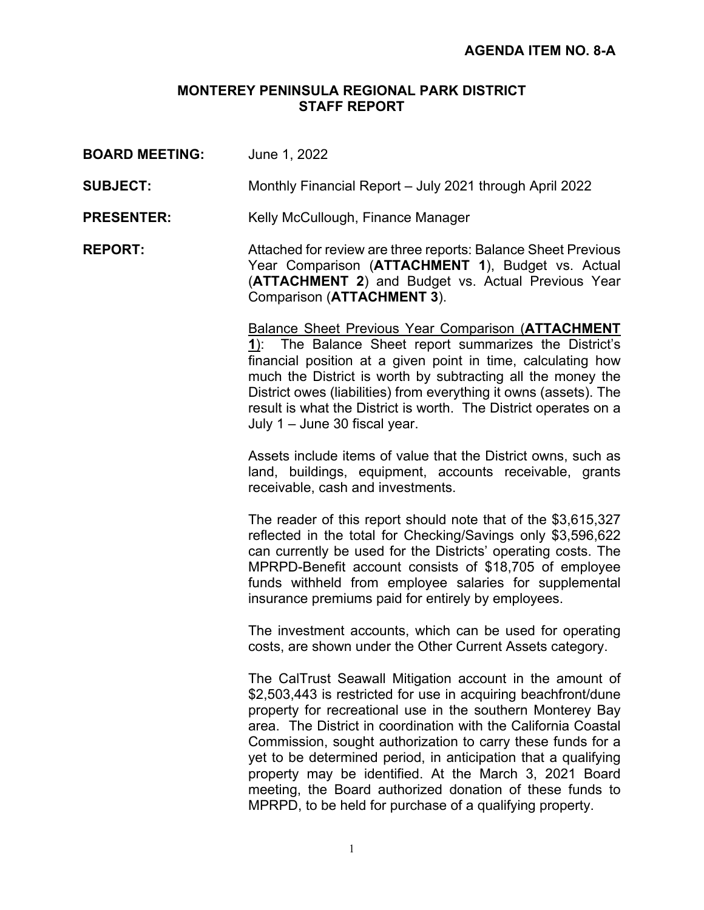**AGENDA ITEM NO. 8-A**

# MONTEREY PENINSULA REGIONAL PARK DISTRICT
## STAFF REPORT

**BOARD MEETING:** June 1, 2022

**SUBJECT:** Monthly Financial Report – July 2021 through April 2022

**PRESENTER:** Kelly McCullough, Finance Manager

**REPORT:** Attached for review are three reports: Balance Sheet Previous Year Comparison (**ATTACHMENT 1**), Budget vs. Actual (**ATTACHMENT 2**) and Budget vs. Actual Previous Year Comparison (**ATTACHMENT 3**).

<u>Balance Sheet Previous Year Comparison (**ATTACHMENT 1**)</u>: The Balance Sheet report summarizes the District's financial position at a given point in time, calculating how much the District is worth by subtracting all the money the District owes (liabilities) from everything it owns (assets). The result is what the District is worth. The District operates on a July 1 – June 30 fiscal year.

Assets include items of value that the District owns, such as land, buildings, equipment, accounts receivable, grants receivable, cash and investments.

The reader of this report should note that of the $3,615,327 reflected in the total for Checking/Savings only $3,596,622 can currently be used for the Districts' operating costs. The MPRPD-Benefit account consists of $18,705 of employee funds withheld from employee salaries for supplemental insurance premiums paid for entirely by employees.

The investment accounts, which can be used for operating costs, are shown under the Other Current Assets category.

The CalTrust Seawall Mitigation account in the amount of $2,503,443 is restricted for use in acquiring beachfront/dune property for recreational use in the southern Monterey Bay area. The District in coordination with the California Coastal Commission, sought authorization to carry these funds for a yet to be determined period, in anticipation that a qualifying property may be identified. At the March 3, 2021 Board meeting, the Board authorized donation of these funds to MPRPD, to be held for purchase of a qualifying property.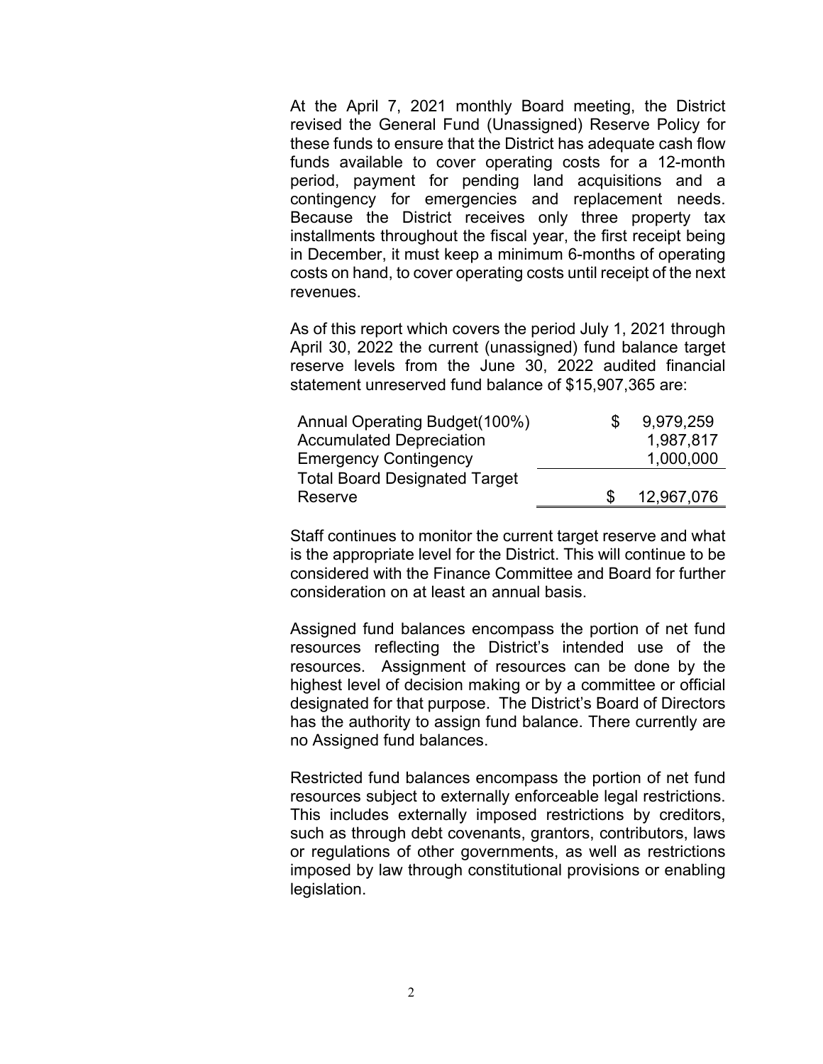At the April 7, 2021 monthly Board meeting, the District revised the General Fund (Unassigned) Reserve Policy for these funds to ensure that the District has adequate cash flow funds available to cover operating costs for a 12-month period, payment for pending land acquisitions and a contingency for emergencies and replacement needs. Because the District receives only three property tax installments throughout the fiscal year, the first receipt being in December, it must keep a minimum 6-months of operating costs on hand, to cover operating costs until receipt of the next revenues.

As of this report which covers the period July 1, 2021 through April 30, 2022 the current (unassigned) fund balance target reserve levels from the June 30, 2022 audited financial statement unreserved fund balance of $15,907,365 are:

| | |
|---|---|
| Annual Operating Budget(100%) | $ 9,979,259 |
| Accumulated Depreciation | 1,987,817 |
| Emergency Contingency | 1,000,000 |
| Total Board Designated Target Reserve | $ 12,967,076 |

Staff continues to monitor the current target reserve and what is the appropriate level for the District. This will continue to be considered with the Finance Committee and Board for further consideration on at least an annual basis.

Assigned fund balances encompass the portion of net fund resources reflecting the District's intended use of the resources. Assignment of resources can be done by the highest level of decision making or by a committee or official designated for that purpose. The District's Board of Directors has the authority to assign fund balance. There currently are no Assigned fund balances.

Restricted fund balances encompass the portion of net fund resources subject to externally enforceable legal restrictions. This includes externally imposed restrictions by creditors, such as through debt covenants, grantors, contributors, laws or regulations of other governments, as well as restrictions imposed by law through constitutional provisions or enabling legislation.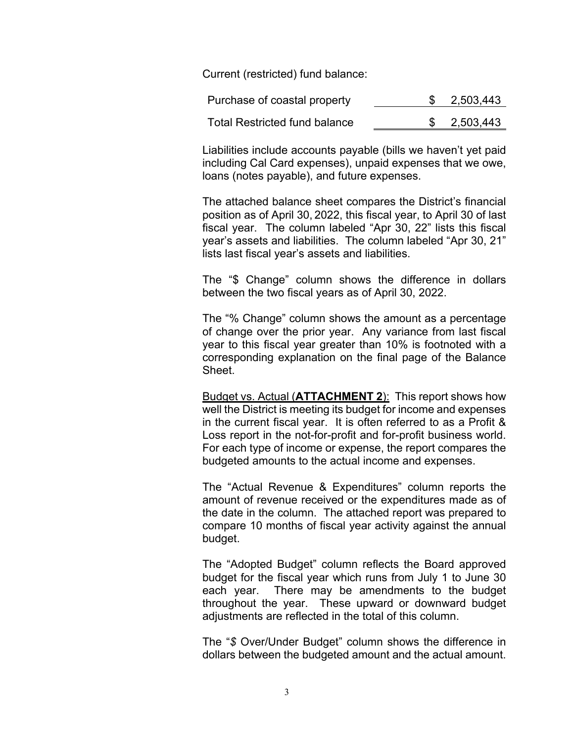Current (restricted) fund balance:

| | |
|---|---|
| Purchase of coastal property | $ 2,503,443 |
| Total Restricted fund balance | $ 2,503,443 |

Liabilities include accounts payable (bills we haven't yet paid including Cal Card expenses), unpaid expenses that we owe, loans (notes payable), and future expenses.

The attached balance sheet compares the District's financial position as of April 30, 2022, this fiscal year, to April 30 of last fiscal year. The column labeled "Apr 30, 22" lists this fiscal year's assets and liabilities. The column labeled "Apr 30, 21" lists last fiscal year's assets and liabilities.

The "$ Change" column shows the difference in dollars between the two fiscal years as of April 30, 2022.

The "% Change" column shows the amount as a percentage of change over the prior year. Any variance from last fiscal year to this fiscal year greater than 10% is footnoted with a corresponding explanation on the final page of the Balance Sheet.

<u>Budget vs. Actual</u> (**ATTACHMENT 2**): This report shows how well the District is meeting its budget for income and expenses in the current fiscal year. It is often referred to as a Profit & Loss report in the not-for-profit and for-profit business world. For each type of income or expense, the report compares the budgeted amounts to the actual income and expenses.

The "Actual Revenue & Expenditures" column reports the amount of revenue received or the expenditures made as of the date in the column. The attached report was prepared to compare 10 months of fiscal year activity against the annual budget.

The "Adopted Budget" column reflects the Board approved budget for the fiscal year which runs from July 1 to June 30 each year. There may be amendments to the budget throughout the year. These upward or downward budget adjustments are reflected in the total of this column.

The "*$* Over/Under Budget" column shows the difference in dollars between the budgeted amount and the actual amount.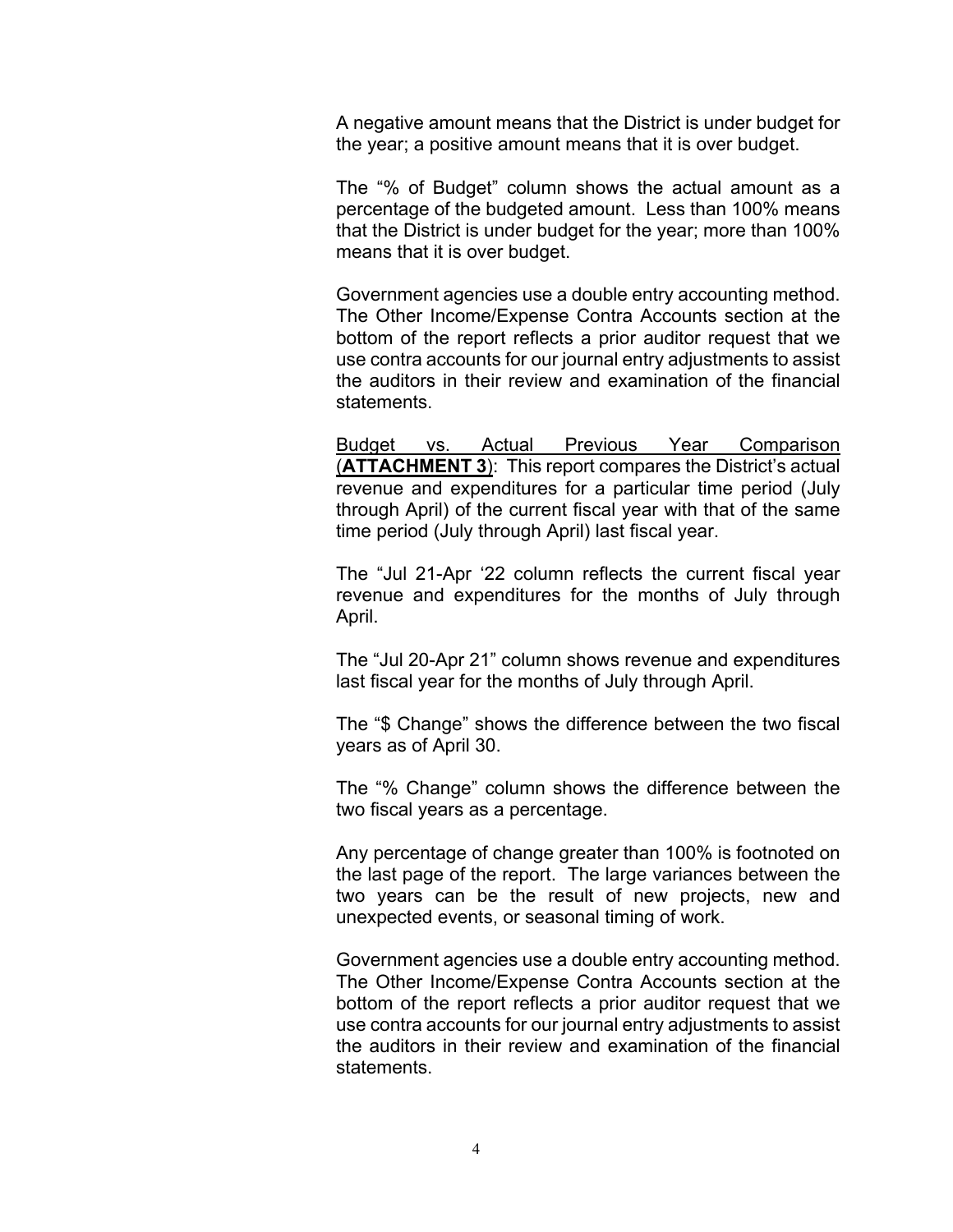A negative amount means that the District is under budget for the year; a positive amount means that it is over budget.

The "% of Budget" column shows the actual amount as a percentage of the budgeted amount. Less than 100% means that the District is under budget for the year; more than 100% means that it is over budget.

Government agencies use a double entry accounting method. The Other Income/Expense Contra Accounts section at the bottom of the report reflects a prior auditor request that we use contra accounts for our journal entry adjustments to assist the auditors in their review and examination of the financial statements.

<u>Budget vs. Actual Previous Year Comparison</u> (**<u>ATTACHMENT 3</u>**): This report compares the District's actual revenue and expenditures for a particular time period (July through April) of the current fiscal year with that of the same time period (July through April) last fiscal year.

The "Jul 21-Apr '22 column reflects the current fiscal year revenue and expenditures for the months of July through April.

The "Jul 20-Apr 21" column shows revenue and expenditures last fiscal year for the months of July through April.

The "$ Change" shows the difference between the two fiscal years as of April 30.

The "% Change" column shows the difference between the two fiscal years as a percentage.

Any percentage of change greater than 100% is footnoted on the last page of the report. The large variances between the two years can be the result of new projects, new and unexpected events, or seasonal timing of work.

Government agencies use a double entry accounting method. The Other Income/Expense Contra Accounts section at the bottom of the report reflects a prior auditor request that we use contra accounts for our journal entry adjustments to assist the auditors in their review and examination of the financial statements.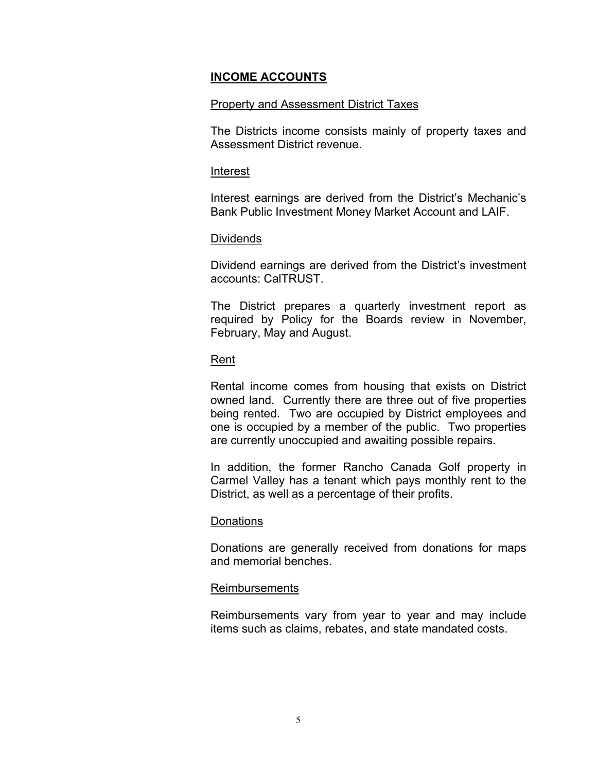## INCOME ACCOUNTS

### Property and Assessment District Taxes

The Districts income consists mainly of property taxes and Assessment District revenue.

### Interest

Interest earnings are derived from the District's Mechanic's Bank Public Investment Money Market Account and LAIF.

### Dividends

Dividend earnings are derived from the District's investment accounts: CalTRUST.

The District prepares a quarterly investment report as required by Policy for the Boards review in November, February, May and August.

### Rent

Rental income comes from housing that exists on District owned land. Currently there are three out of five properties being rented. Two are occupied by District employees and one is occupied by a member of the public. Two properties are currently unoccupied and awaiting possible repairs.

In addition, the former Rancho Canada Golf property in Carmel Valley has a tenant which pays monthly rent to the District, as well as a percentage of their profits.

### Donations

Donations are generally received from donations for maps and memorial benches.

### Reimbursements

Reimbursements vary from year to year and may include items such as claims, rebates, and state mandated costs.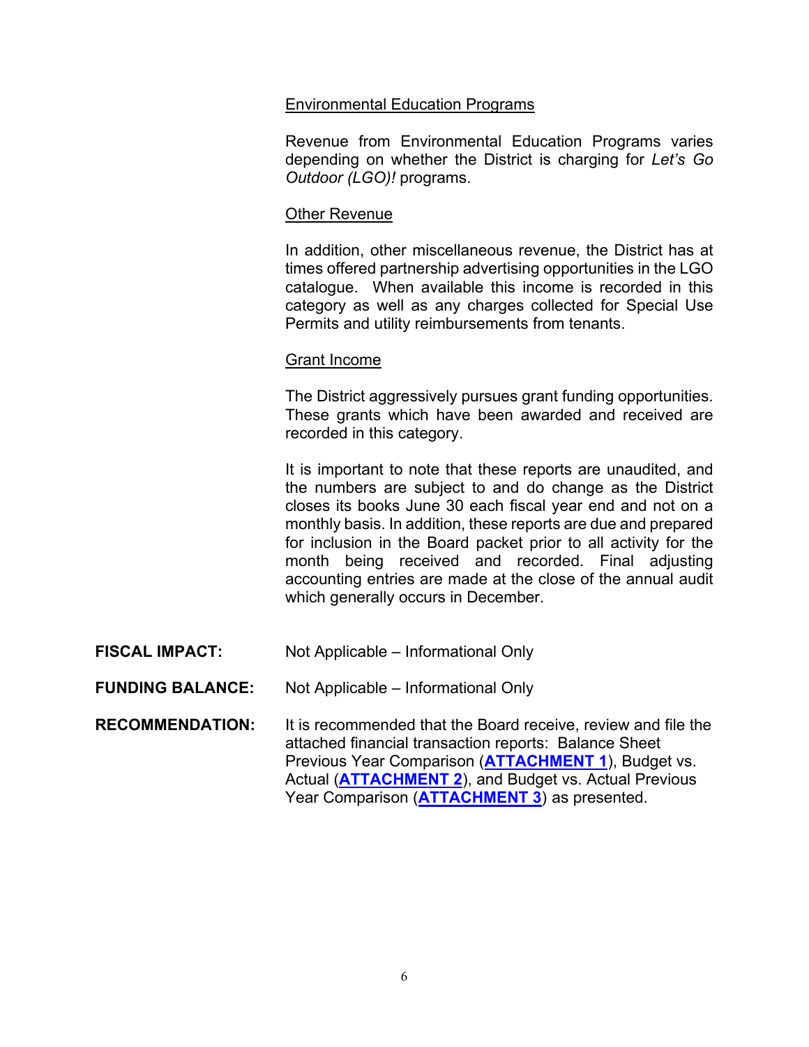Environmental Education Programs

Revenue from Environmental Education Programs varies depending on whether the District is charging for *Let's Go Outdoor (LGO)!* programs.

Other Revenue

In addition, other miscellaneous revenue, the District has at times offered partnership advertising opportunities in the LGO catalogue. When available this income is recorded in this category as well as any charges collected for Special Use Permits and utility reimbursements from tenants.

Grant Income

The District aggressively pursues grant funding opportunities. These grants which have been awarded and received are recorded in this category.

It is important to note that these reports are unaudited, and the numbers are subject to and do change as the District closes its books June 30 each fiscal year end and not on a monthly basis. In addition, these reports are due and prepared for inclusion in the Board packet prior to all activity for the month being received and recorded. Final adjusting accounting entries are made at the close of the annual audit which generally occurs in December.

**FISCAL IMPACT:** Not Applicable – Informational Only

**FUNDING BALANCE:** Not Applicable – Informational Only

**RECOMMENDATION:** It is recommended that the Board receive, review and file the attached financial transaction reports: Balance Sheet Previous Year Comparison (**ATTACHMENT 1**), Budget vs. Actual (**ATTACHMENT 2**), and Budget vs. Actual Previous Year Comparison (**ATTACHMENT 3**) as presented.